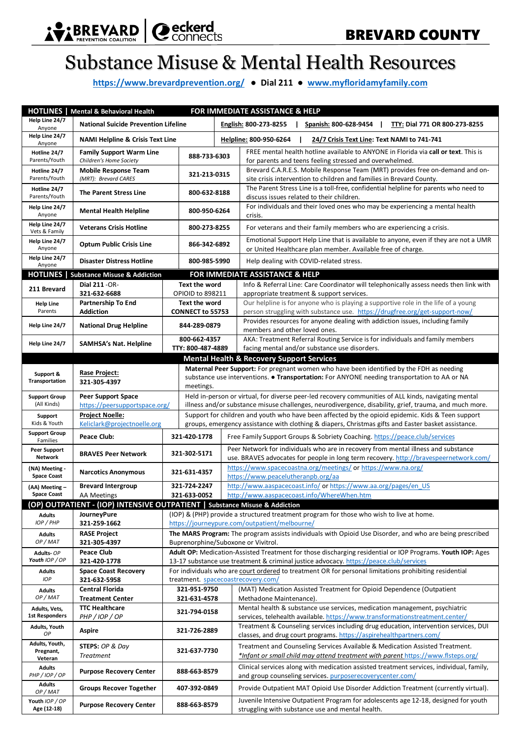BREVARD PREVENTION COALITION | eckerd connects

**BREVARD COUNTY**

# Substance Misuse & Mental Health Resources

**https://www.brevardprevention.org/ ● Dial 211 ● www.myfloridamyfamily.com**

| **HOTLINES \| Mental & Behavioral Health** | | **FOR IMMEDIATE ASSISTANCE & HELP** | |
|---|---|---|---|
| **Help Line 24/7** Anyone | **National Suicide Prevention Lifeline** | English: 800-273-8255 \| Spanish: 800-628-9454 \| TTY: Dial 771 OR 800-273-8255 | |
| **Help Line 24/7** Anyone | **NAMI Helpline & Crisis Text Line** | Helpline: 800-950-6264 \| 24/7 Crisis Text Line: Text NAMI to 741-741 | |
| **Hotline 24/7** Parents/Youth | **Family Support Warm Line** *Children's Home Society* | **888-733-6303** | FREE mental health hotline available to ANYONE in Florida via **call or text**. This is for parents and teens feeling stressed and overwhelmed. |
| **Hotline 24/7** Parents/Youth | **Mobile Response Team** *(MRT): Brevard CARES* | **321-213-0315** | Brevard C.A.R.E.S. Mobile Response Team (MRT) provides free on-demand and on-site crisis intervention to children and families in Brevard County. |
| **Hotline 24/7** Parents/Youth | **The Parent Stress Line** | **800-632-8188** | The Parent Stress Line is a toll-free, confidential helpline for parents who need to discuss issues related to their children. |
| **Help Line 24/7** Anyone | **Mental Health Helpline** | **800-950-6264** | For individuals and their loved ones who may be experiencing a mental health crisis. |
| **Help Line 24/7** Vets & Family | **Veterans Crisis Hotline** | **800-273-8255** | For veterans and their family members who are experiencing a crisis. |
| **Help Line 24/7** Anyone | **Optum Public Crisis Line** | **866-342-6892** | Emotional Support Help Line that is available to anyone, even if they are not a UMR or United Healthcare plan member. Available free of charge. |
| **Help Line 24/7** Anyone | **Disaster Distress Hotline** | **800-985-5990** | Help dealing with COVID-related stress. |
| **HOTLINES \| Substance Misuse & Addiction** | | **FOR IMMEDIATE ASSISTANCE & HELP** | |
| **211 Brevard** | **Dial 211** -OR- **321-632-6688** | **Text the word** OPIOID to 898211 | Info & Referral Line: Care Coordinator will telephonically assess needs then link with appropriate treatment & support services. |
| **Help Line** Parents | **Partnership To End Addiction** | **Text the word CONNECT to 55753** | Our helpline is for anyone who is playing a supportive role in the life of a young person struggling with substance use. https://drugfree.org/get-support-now/ |
| **Help Line 24/7** | **National Drug Helpline** | **844-289-0879** | Provides resources for anyone dealing with addiction issues, including family members and other loved ones. |
| **Help Line 24/7** | **SAMHSA's Nat. Helpline** | **800-662-4357** **TTY: 800-487-4889** | AKA: Treatment Referral Routing Service is for individuals and family members facing mental and/or substance use disorders. |
| **Mental Health & Recovery Support Services** | | | |
| **Support & Transportation** | **Rase Project:** **321-305-4397** | **Maternal Peer Support:** For pregnant women who have been identified by the FDH as needing substance use interventions. ● **Transportation:** For ANYONE needing transportation to AA or NA meetings. | |
| **Support Group** (All Kinds) | **Peer Support Space** https://peersupportspace.org/ | Held in-person or virtual, for diverse peer-led recovery communities of ALL kinds, navigating mental illness and/or substance misuse challenges, neurodivergence, disability, grief, trauma, and much more. | |
| **Support** Kids & Youth | **Project Noelle:** Keliclark@projectnoelle.org | Support for children and youth who have been affected by the opioid epidemic. Kids & Teen support groups, emergency assistance with clothing & diapers, Christmas gifts and Easter basket assistance. | |
| **Support Group** Families | **Peace Club:** | **321-420-1778** | Free Family Support Groups & Sobriety Coaching. https://peace.club/services |
| **Peer Support Network** | **BRAVES Peer Network** | **321-302-5171** | Peer Network for individuals who are in recovery from mental illness and substance use. BRAVES advocates for people in long term recovery. http://bravespeernetwork.com/ |
| **(NA) Meeting - Space Coast** | **Narcotics Anonymous** | **321-631-4357** | https://www.spacecoastna.org/meetings/ or https://www.na.org/ https://www.peacelutheranpb.org/aa |
| **(AA) Meeting – Space Coast** | **Brevard Intergroup** AA Meetings | **321-724-2247** **321-633-0052** | http://www.aaspacecoast.info/ or https://www.aa.org/pages/en_US http://www.aaspacecoast.info/WhereWhen.htm |
| **(OP) OUTPATIENT - (IOP) INTENSIVE OUTPATIENT \| Substance Misuse & Addiction** | | | |
| **Adults** *IOP / PHP* | **JourneyPure** **321-259-1662** | (IOP) & (PHP) provide a structured treatment program for those who wish to live at home. https://journeypure.com/outpatient/melbourne/ | |
| **Adults** *OP / MAT* | **RASE Project** **321-305-4397** | **The MARS Program:** The program assists individuals with Opioid Use Disorder, and who are being prescribed Buprenorphine/Suboxone or Vivitrol. | |
| **Adults**- *OP* **Youth** *IOP / OP* | **Peace Club** **321-420-1778** | **Adult OP:** Medication-Assisted Treatment for those discharging residential or IOP Programs. **Youth IOP:** Ages 13-17 substance use treatment & criminal justice advocacy. https://peace.club/services | |
| **Adults** *IOP* | **Space Coast Recovery** **321-632-5958** | For individuals who are court ordered to treatment OR for personal limitations prohibiting residential treatment. spacecoastrecovery.com/ | |
| **Adults** *OP / MAT* | **Central Florida Treatment Center** | **321-951-9750** **321-631-4578** | (MAT) Medication Assisted Treatment for Opioid Dependence (Outpatient Methadone Maintenance). |
| **Adults, Vets, 1st Responders** | **TTC Healthcare** *PHP / IOP / OP* | **321-794-0158** | Mental health & substance use services, medication management, psychiatric services, telehealth available. https://www.transformationstreatment.center/ |
| **Adults, Youth** *OP* | **Aspire** | **321-726-2889** | Treatment & Counseling services including drug education, intervention services, DUI classes, and drug court programs. https://aspirehealthpartners.com/ |
| **Adults, Youth, Pregnant, Veteran** | **STEPS:** *OP & Day Treatment* | **321-637-7730** | Treatment and Counseling Services Available & Medication Assisted Treatment. *\*Infant or small child may attend treatment with parent* https://www.flsteps.org/ |
| **Adults** *PHP / IOP / OP* | **Purpose Recovery Center** | **888-663-8579** | Clinical services along with medication assisted treatment services, individual, family, and group counseling services. purposerecoverycenter.com/ |
| **Adults** *OP / MAT* | **Groups Recover Together** | **407-392-0849** | Provide Outpatient MAT Opioid Use Disorder Addiction Treatment (currently virtual). |
| **Youth** *IOP / OP* **Age (12-18)** | **Purpose Recovery Center** | **888-663-8579** | Juvenile Intensive Outpatient Program for adolescents age 12-18, designed for youth struggling with substance use and mental health. |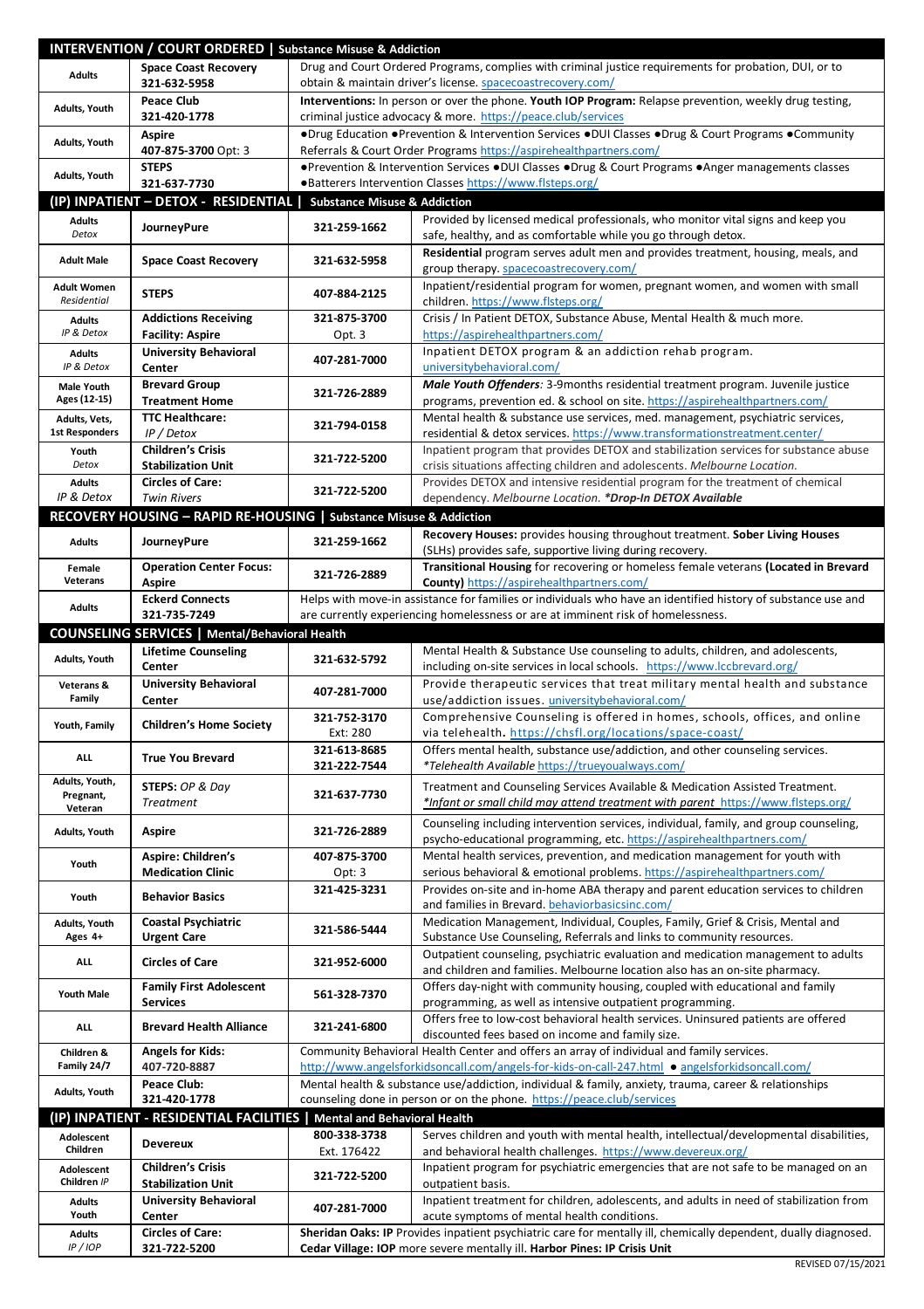## INTERVENTION / COURT ORDERED | Substance Misuse & Addiction

| | | |
|---|---|---|
| **Adults** | **Space Coast Recovery** 321-632-5958 | Drug and Court Ordered Programs, complies with criminal justice requirements for probation, DUI, or to obtain & maintain driver's license. spacecoastrecovery.com/ |
| **Adults, Youth** | **Peace Club** 321-420-1778 | **Interventions:** In person or over the phone. **Youth IOP Program:** Relapse prevention, weekly drug testing, criminal justice advocacy & more. https://peace.club/services |
| **Adults, Youth** | **Aspire** **407-875-3700** Opt: 3 | ●Drug Education ●Prevention & Intervention Services ●DUI Classes ●Drug & Court Programs ●Community Referrals & Court Order Programs https://aspirehealthpartners.com/ |
| **Adults, Youth** | **STEPS** 321-637-7730 | ●Prevention & Intervention Services ●DUI Classes ●Drug & Court Programs ●Anger managements classes ●Batterers Intervention Classes https://www.flsteps.org/ |

## (IP) INPATIENT – DETOX - RESIDENTIAL | Substance Misuse & Addiction

| | | | |
|---|---|---|---|
| **Adults** *Detox* | **JourneyPure** | 321-259-1662 | Provided by licensed medical professionals, who monitor vital signs and keep you safe, healthy, and as comfortable while you go through detox. |
| **Adult Male** | **Space Coast Recovery** | 321-632-5958 | **Residential** program serves adult men and provides treatment, housing, meals, and group therapy. spacecoastrecovery.com/ |
| **Adult Women** *Residential* | **STEPS** | 407-884-2125 | Inpatient/residential program for women, pregnant women, and women with small children. https://www.flsteps.org/ |
| **Adults** *IP & Detox* | **Addictions Receiving Facility: Aspire** | 321-875-3700 Opt. 3 | Crisis / In Patient DETOX, Substance Abuse, Mental Health & much more. https://aspirehealthpartners.com/ |
| **Adults** *IP & Detox* | **University Behavioral Center** | 407-281-7000 | Inpatient DETOX program & an addiction rehab program. universitybehavioral.com/ |
| **Male Youth Ages (12-15)** | **Brevard Group Treatment Home** | 321-726-2889 | ***Male Youth Offenders**:* 3-9months residential treatment program. Juvenile justice programs, prevention ed. & school on site. https://aspirehealthpartners.com/ |
| **Adults, Vets, 1st Responders** | **TTC Healthcare:** *IP / Detox* | 321-794-0158 | Mental health & substance use services, med. management, psychiatric services, residential & detox services. https://www.transformationstreatment.center/ |
| **Youth** *Detox* | **Children's Crisis Stabilization Unit** | 321-722-5200 | Inpatient program that provides DETOX and stabilization services for substance abuse crisis situations affecting children and adolescents. *Melbourne Location.* |
| **Adults** *IP & Detox* | **Circles of Care:** *Twin Rivers* | 321-722-5200 | Provides DETOX and intensive residential program for the treatment of chemical dependency. *Melbourne Location. **\*Drop-In DETOX Available*** |

## RECOVERY HOUSING – RAPID RE-HOUSING | Substance Misuse & Addiction

| | | | |
|---|---|---|---|
| **Adults** | **JourneyPure** | 321-259-1662 | **Recovery Houses:** provides housing throughout treatment. **Sober Living Houses** (SLHs) provides safe, supportive living during recovery. |
| **Female Veterans** | **Operation Center Focus: Aspire** | 321-726-2889 | **Transitional Housing** for recovering or homeless female veterans **(Located in Brevard County)** https://aspirehealthpartners.com/ |
| **Adults** | **Eckerd Connects** 321-735-7249 | | Helps with move-in assistance for families or individuals who have an identified history of substance use and are currently experiencing homelessness or are at imminent risk of homelessness. |

## COUNSELING SERVICES | Mental/Behavioral Health

| | | | |
|---|---|---|---|
| **Adults, Youth** | **Lifetime Counseling Center** | 321-632-5792 | Mental Health & Substance Use counseling to adults, children, and adolescents, including on-site services in local schools. https://www.lccbrevard.org/ |
| **Veterans & Family** | **University Behavioral Center** | 407-281-7000 | Provide therapeutic services that treat military mental health and substance use/addiction issues. universitybehavioral.com/ |
| **Youth, Family** | **Children's Home Society** | 321-752-3170 Ext: 280 | Comprehensive Counseling is offered in homes, schools, offices, and online via telehealth. https://chsfl.org/locations/space-coast/ |
| **ALL** | **True You Brevard** | 321-613-8685 321-222-7544 | Offers mental health, substance use/addiction, and other counseling services. *\*Telehealth Available* https://trueyoualways.com/ |
| **Adults, Youth, Pregnant, Veteran** | **STEPS:** *OP & Day Treatment* | 321-637-7730 | Treatment and Counseling Services Available & Medication Assisted Treatment. *\*Infant or small child may attend treatment with parent* https://www.flsteps.org/ |
| **Adults, Youth** | **Aspire** | 321-726-2889 | Counseling including intervention services, individual, family, and group counseling, psycho-educational programming, etc. https://aspirehealthpartners.com/ |
| **Youth** | **Aspire: Children's Medication Clinic** | 407-875-3700 Opt: 3 | Mental health services, prevention, and medication management for youth with serious behavioral & emotional problems. https://aspirehealthpartners.com/ |
| **Youth** | **Behavior Basics** | 321-425-3231 | Provides on-site and in-home ABA therapy and parent education services to children and families in Brevard. behaviorbasicsinc.com/ |
| **Adults, Youth Ages 4+** | **Coastal Psychiatric Urgent Care** | 321-586-5444 | Medication Management, Individual, Couples, Family, Grief & Crisis, Mental and Substance Use Counseling, Referrals and links to community resources. |
| **ALL** | **Circles of Care** | 321-952-6000 | Outpatient counseling, psychiatric evaluation and medication management to adults and children and families. Melbourne location also has an on-site pharmacy. |
| **Youth Male** | **Family First Adolescent Services** | 561-328-7370 | Offers day-night with community housing, coupled with educational and family programming, as well as intensive outpatient programming. |
| **ALL** | **Brevard Health Alliance** | 321-241-6800 | Offers free to low-cost behavioral health services. Uninsured patients are offered discounted fees based on income and family size. |
| **Children & Family 24/7** | **Angels for Kids:** 407-720-8887 | | Community Behavioral Health Center and offers an array of individual and family services. http://www.angelsforkidsoncall.com/angels-for-kids-on-call-247.html ● angelsforkidsoncall.com/ |
| **Adults, Youth** | **Peace Club:** 321-420-1778 | | Mental health & substance use/addiction, individual & family, anxiety, trauma, career & relationships counseling done in person or on the phone. https://peace.club/services |

## (IP) INPATIENT - RESIDENTIAL FACILITIES | Mental and Behavioral Health

| | | | |
|---|---|---|---|
| **Adolescent Children** | **Devereux** | 800-338-3738 Ext. 176422 | Serves children and youth with mental health, intellectual/developmental disabilities, and behavioral health challenges. https://www.devereux.org/ |
| **Adolescent Children** *IP* | **Children's Crisis Stabilization Unit** | 321-722-5200 | Inpatient program for psychiatric emergencies that are not safe to be managed on an outpatient basis. |
| **Adults Youth** | **University Behavioral Center** | 407-281-7000 | Inpatient treatment for children, adolescents, and adults in need of stabilization from acute symptoms of mental health conditions. |
| **Adults** *IP / IOP* | **Circles of Care:** 321-722-5200 | | **Sheridan Oaks: IP** Provides inpatient psychiatric care for mentally ill, chemically dependent, dually diagnosed. **Cedar Village: IOP** more severe mentally ill. **Harbor Pines: IP Crisis Unit** |

REVISED 07/15/2021